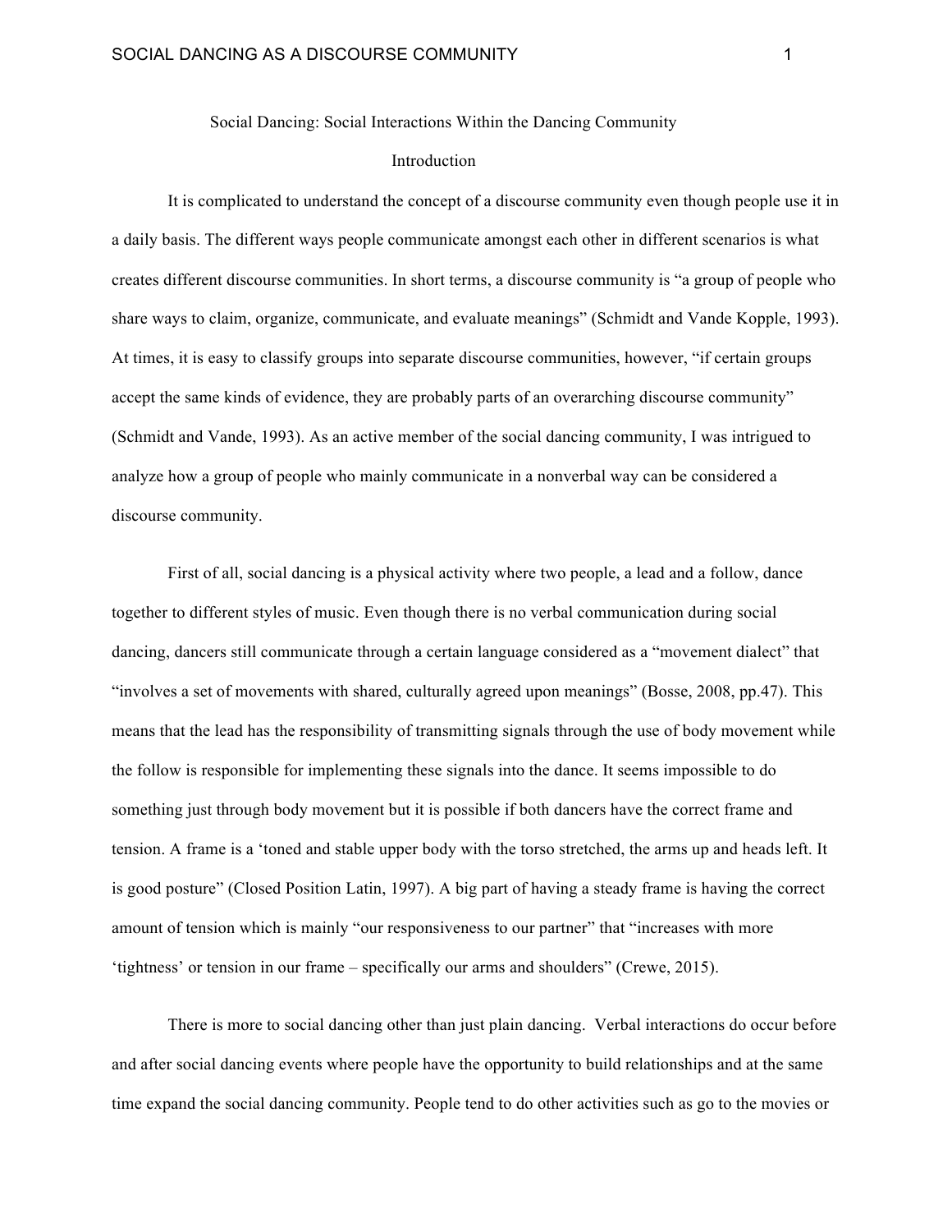Social Dancing: Social Interactions Within the Dancing Community

## Introduction

It is complicated to understand the concept of a discourse community even though people use it in a daily basis. The different ways people communicate amongst each other in different scenarios is what creates different discourse communities. In short terms, a discourse community is "a group of people who share ways to claim, organize, communicate, and evaluate meanings" (Schmidt and Vande Kopple, 1993). At times, it is easy to classify groups into separate discourse communities, however, "if certain groups accept the same kinds of evidence, they are probably parts of an overarching discourse community" (Schmidt and Vande, 1993). As an active member of the social dancing community, I was intrigued to analyze how a group of people who mainly communicate in a nonverbal way can be considered a discourse community.

First of all, social dancing is a physical activity where two people, a lead and a follow, dance together to different styles of music. Even though there is no verbal communication during social dancing, dancers still communicate through a certain language considered as a "movement dialect" that "involves a set of movements with shared, culturally agreed upon meanings" (Bosse, 2008, pp.47). This means that the lead has the responsibility of transmitting signals through the use of body movement while the follow is responsible for implementing these signals into the dance. It seems impossible to do something just through body movement but it is possible if both dancers have the correct frame and tension. A frame is a 'toned and stable upper body with the torso stretched, the arms up and heads left. It is good posture" (Closed Position Latin, 1997). A big part of having a steady frame is having the correct amount of tension which is mainly "our responsiveness to our partner" that "increases with more 'tightness' or tension in our frame – specifically our arms and shoulders" (Crewe, 2015).

There is more to social dancing other than just plain dancing. Verbal interactions do occur before and after social dancing events where people have the opportunity to build relationships and at the same time expand the social dancing community. People tend to do other activities such as go to the movies or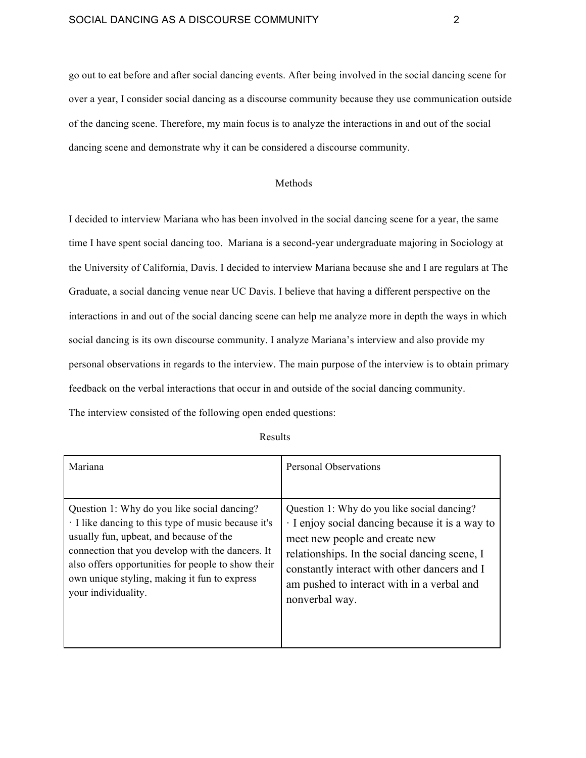go out to eat before and after social dancing events. After being involved in the social dancing scene for over a year, I consider social dancing as a discourse community because they use communication outside of the dancing scene. Therefore, my main focus is to analyze the interactions in and out of the social dancing scene and demonstrate why it can be considered a discourse community.

## Methods

I decided to interview Mariana who has been involved in the social dancing scene for a year, the same time I have spent social dancing too. Mariana is a second-year undergraduate majoring in Sociology at the University of California, Davis. I decided to interview Mariana because she and I are regulars at The Graduate, a social dancing venue near UC Davis. I believe that having a different perspective on the interactions in and out of the social dancing scene can help me analyze more in depth the ways in which social dancing is its own discourse community. I analyze Mariana's interview and also provide my personal observations in regards to the interview. The main purpose of the interview is to obtain primary feedback on the verbal interactions that occur in and outside of the social dancing community.

The interview consisted of the following open ended questions:

## Results

| Mariana | Personal Observations |
|---|---|
| Question 1: Why do you like social dancing?<br>· I like dancing to this type of music because it's usually fun, upbeat, and because of the connection that you develop with the dancers. It also offers opportunities for people to show their own unique styling, making it fun to express your individuality. | Question 1: Why do you like social dancing?<br>· I enjoy social dancing because it is a way to meet new people and create new relationships. In the social dancing scene, I constantly interact with other dancers and I am pushed to interact with in a verbal and nonverbal way. |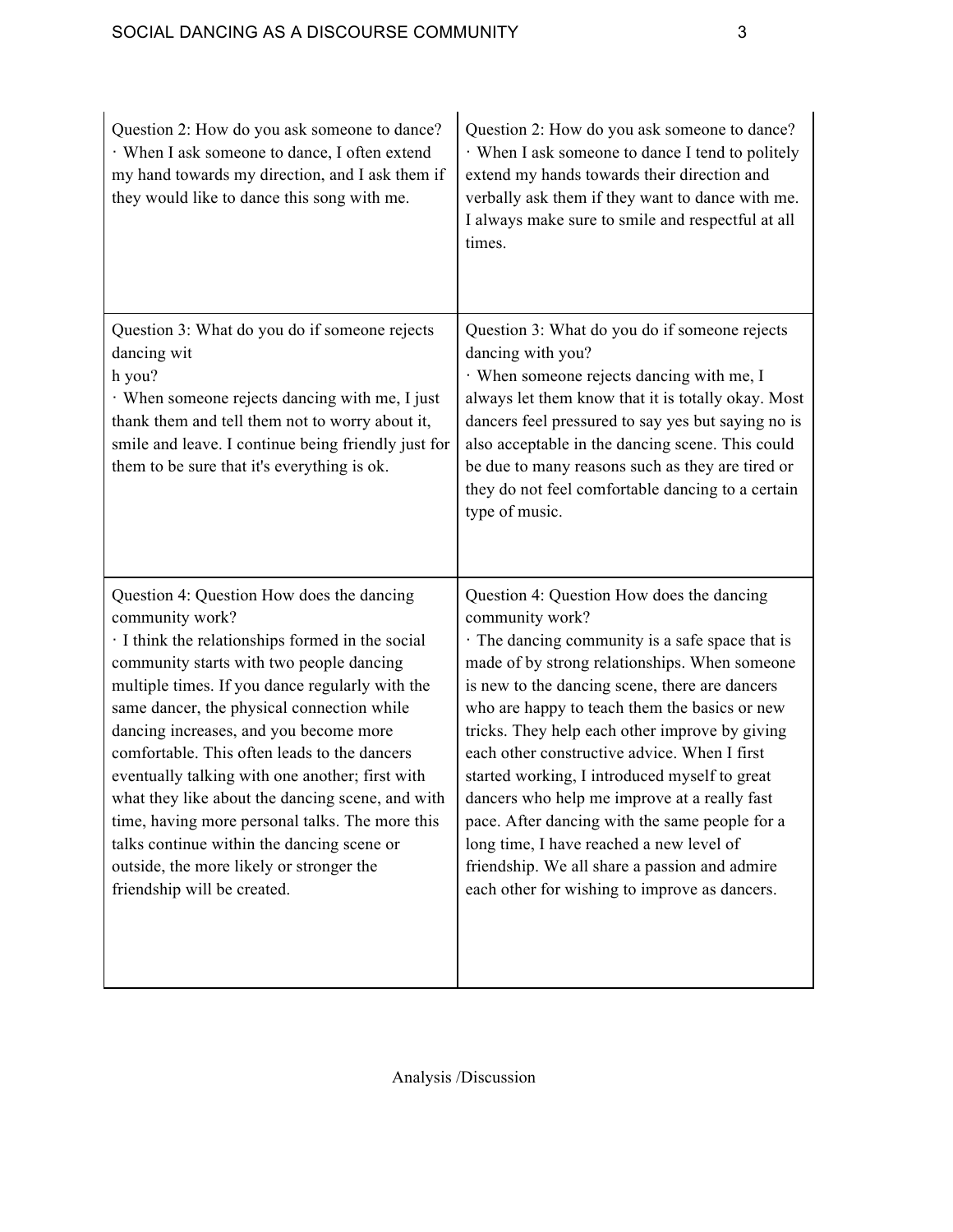| Question 2: How do you ask someone to dance?<br>· When I ask someone to dance, I often extend my hand towards my direction, and I ask them if they would like to dance this song with me. | Question 2: How do you ask someone to dance?<br>· When I ask someone to dance I tend to politely extend my hands towards their direction and verbally ask them if they want to dance with me. I always make sure to smile and respectful at all times. |
|---|---|
| Question 3: What do you do if someone rejects dancing wit<br>h you?<br>· When someone rejects dancing with me, I just thank them and tell them not to worry about it, smile and leave. I continue being friendly just for them to be sure that it's everything is ok. | Question 3: What do you do if someone rejects dancing with you?<br>· When someone rejects dancing with me, I always let them know that it is totally okay. Most dancers feel pressured to say yes but saying no is also acceptable in the dancing scene. This could be due to many reasons such as they are tired or they do not feel comfortable dancing to a certain type of music. |
| Question 4: Question How does the dancing community work?<br>· I think the relationships formed in the social community starts with two people dancing multiple times. If you dance regularly with the same dancer, the physical connection while dancing increases, and you become more comfortable. This often leads to the dancers eventually talking with one another; first with what they like about the dancing scene, and with time, having more personal talks. The more this talks continue within the dancing scene or outside, the more likely or stronger the friendship will be created. | Question 4: Question How does the dancing community work?<br>· The dancing community is a safe space that is made of by strong relationships. When someone is new to the dancing scene, there are dancers who are happy to teach them the basics or new tricks. They help each other improve by giving each other constructive advice. When I first started working, I introduced myself to great dancers who help me improve at a really fast pace. After dancing with the same people for a long time, I have reached a new level of friendship. We all share a passion and admire each other for wishing to improve as dancers. |

Analysis /Discussion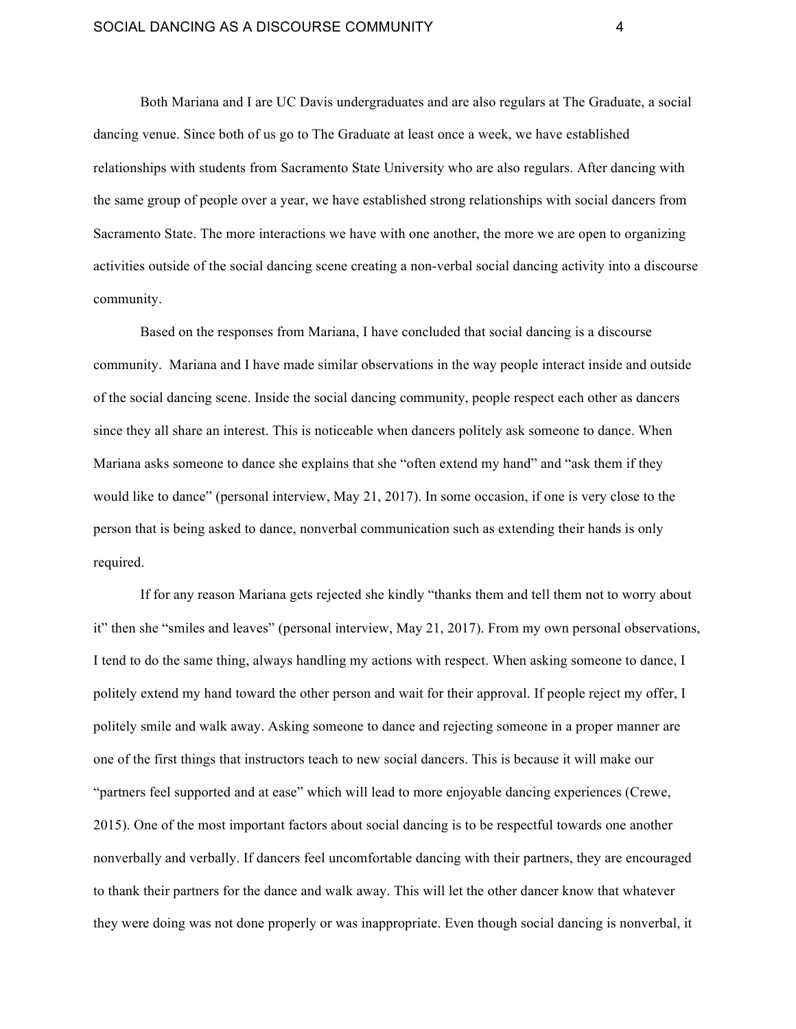Both Mariana and I are UC Davis undergraduates and are also regulars at The Graduate, a social dancing venue. Since both of us go to The Graduate at least once a week, we have established relationships with students from Sacramento State University who are also regulars. After dancing with the same group of people over a year, we have established strong relationships with social dancers from Sacramento State. The more interactions we have with one another, the more we are open to organizing activities outside of the social dancing scene creating a non-verbal social dancing activity into a discourse community.

Based on the responses from Mariana, I have concluded that social dancing is a discourse community. Mariana and I have made similar observations in the way people interact inside and outside of the social dancing scene. Inside the social dancing community, people respect each other as dancers since they all share an interest. This is noticeable when dancers politely ask someone to dance. When Mariana asks someone to dance she explains that she "often extend my hand" and "ask them if they would like to dance" (personal interview, May 21, 2017). In some occasion, if one is very close to the person that is being asked to dance, nonverbal communication such as extending their hands is only required.

If for any reason Mariana gets rejected she kindly "thanks them and tell them not to worry about it" then she "smiles and leaves" (personal interview, May 21, 2017). From my own personal observations, I tend to do the same thing, always handling my actions with respect. When asking someone to dance, I politely extend my hand toward the other person and wait for their approval. If people reject my offer, I politely smile and walk away. Asking someone to dance and rejecting someone in a proper manner are one of the first things that instructors teach to new social dancers. This is because it will make our "partners feel supported and at ease" which will lead to more enjoyable dancing experiences (Crewe, 2015). One of the most important factors about social dancing is to be respectful towards one another nonverbally and verbally. If dancers feel uncomfortable dancing with their partners, they are encouraged to thank their partners for the dance and walk away. This will let the other dancer know that whatever they were doing was not done properly or was inappropriate. Even though social dancing is nonverbal, it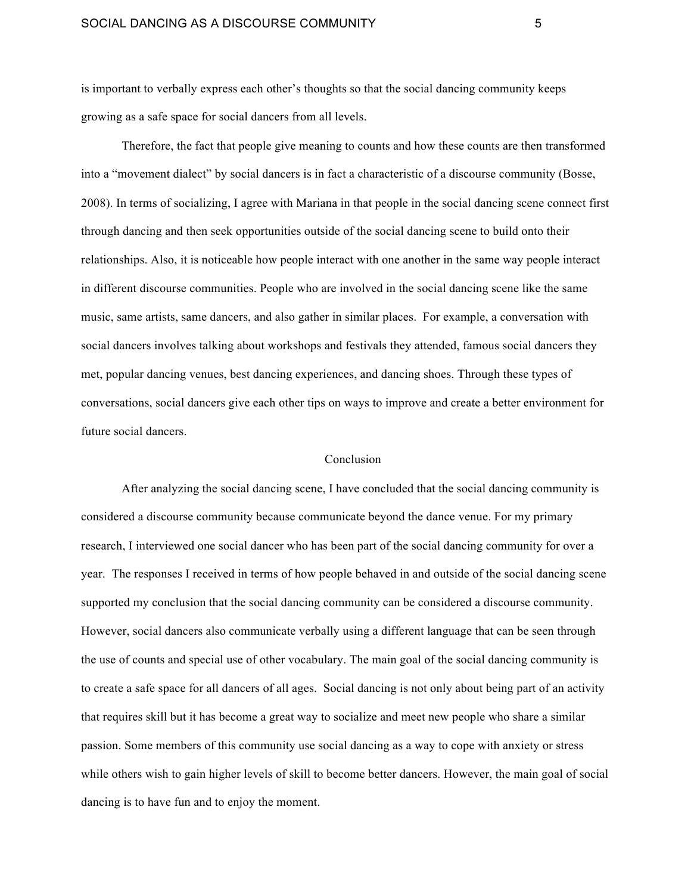is important to verbally express each other's thoughts so that the social dancing community keeps growing as a safe space for social dancers from all levels.

Therefore, the fact that people give meaning to counts and how these counts are then transformed into a "movement dialect" by social dancers is in fact a characteristic of a discourse community (Bosse, 2008). In terms of socializing, I agree with Mariana in that people in the social dancing scene connect first through dancing and then seek opportunities outside of the social dancing scene to build onto their relationships. Also, it is noticeable how people interact with one another in the same way people interact in different discourse communities. People who are involved in the social dancing scene like the same music, same artists, same dancers, and also gather in similar places. For example, a conversation with social dancers involves talking about workshops and festivals they attended, famous social dancers they met, popular dancing venues, best dancing experiences, and dancing shoes. Through these types of conversations, social dancers give each other tips on ways to improve and create a better environment for future social dancers.

## Conclusion

After analyzing the social dancing scene, I have concluded that the social dancing community is considered a discourse community because communicate beyond the dance venue. For my primary research, I interviewed one social dancer who has been part of the social dancing community for over a year. The responses I received in terms of how people behaved in and outside of the social dancing scene supported my conclusion that the social dancing community can be considered a discourse community. However, social dancers also communicate verbally using a different language that can be seen through the use of counts and special use of other vocabulary. The main goal of the social dancing community is to create a safe space for all dancers of all ages. Social dancing is not only about being part of an activity that requires skill but it has become a great way to socialize and meet new people who share a similar passion. Some members of this community use social dancing as a way to cope with anxiety or stress while others wish to gain higher levels of skill to become better dancers. However, the main goal of social dancing is to have fun and to enjoy the moment.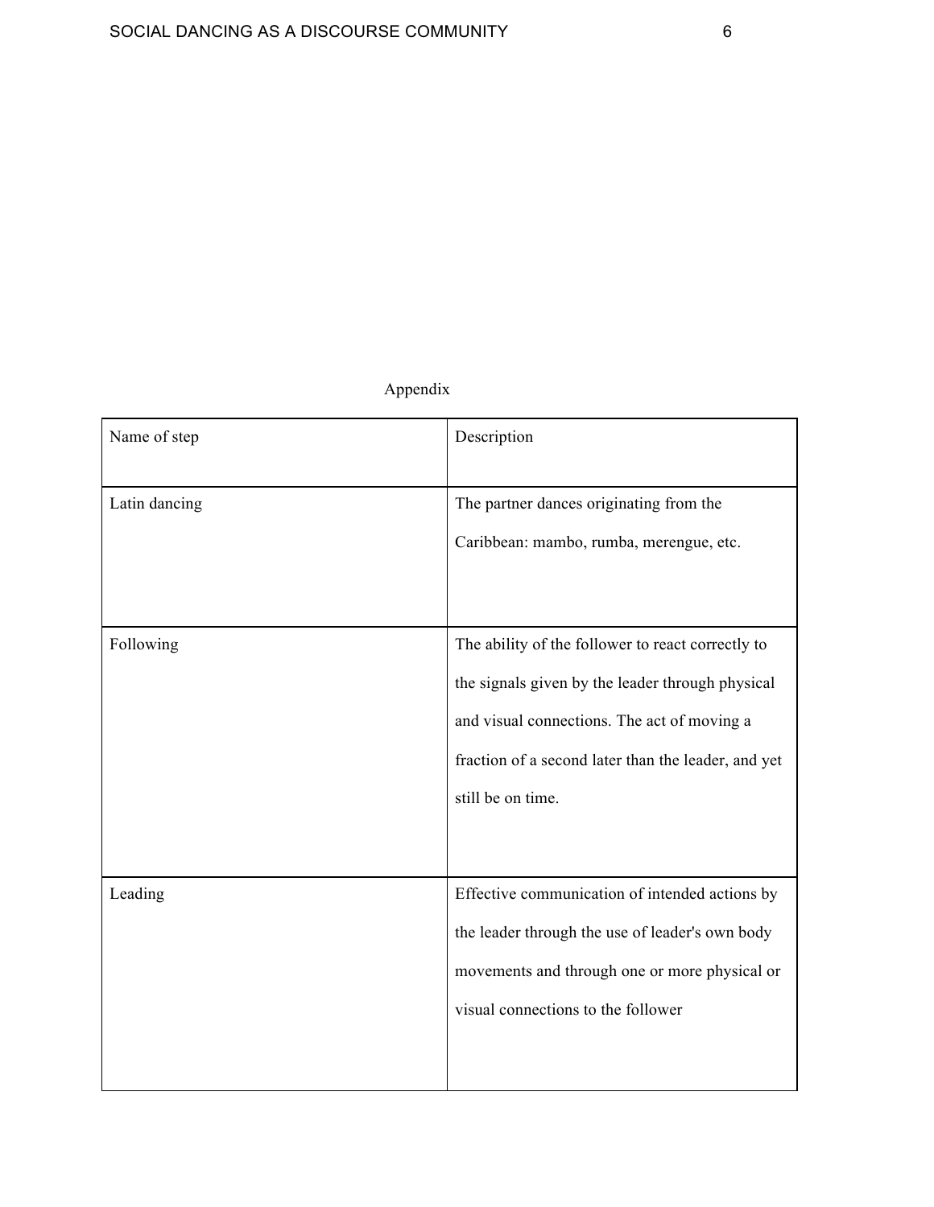## Appendix

| Name of step | Description |
|---|---|
| Latin dancing | The partner dances originating from the Caribbean: mambo, rumba, merengue, etc. |
| Following | The ability of the follower to react correctly to the signals given by the leader through physical and visual connections. The act of moving a fraction of a second later than the leader, and yet still be on time. |
| Leading | Effective communication of intended actions by the leader through the use of leader's own body movements and through one or more physical or visual connections to the follower |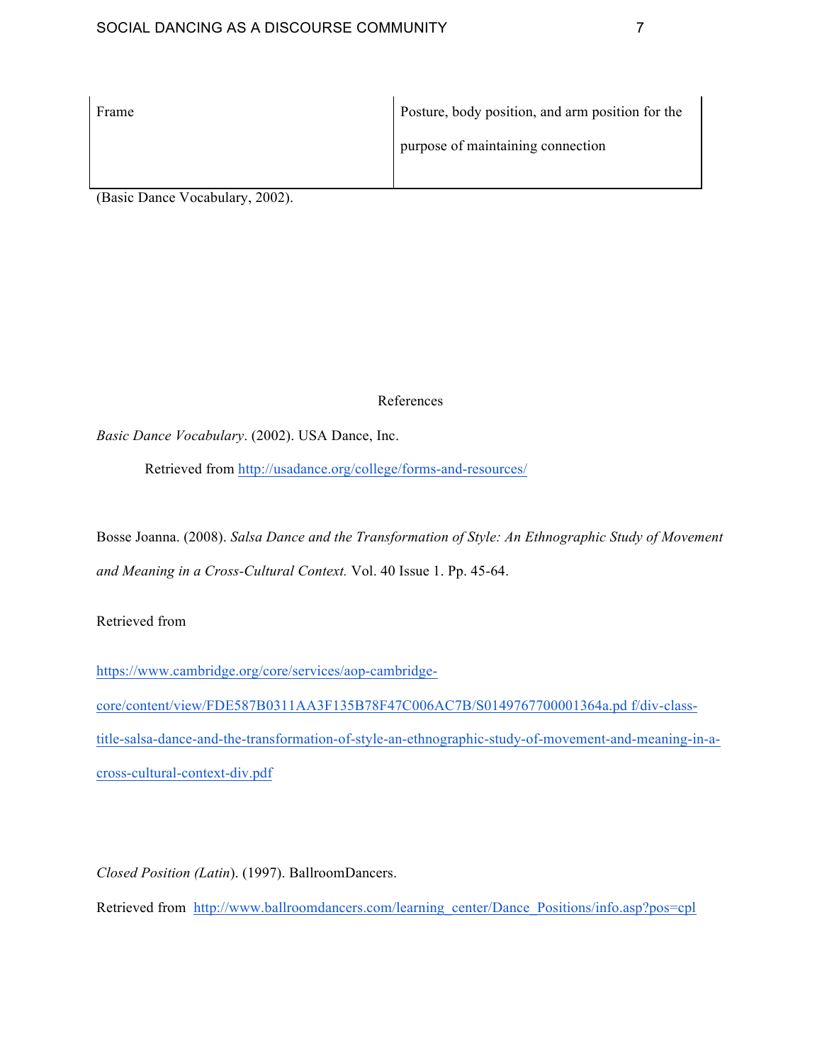| Frame | Posture, body position, and arm position for the purpose of maintaining connection |
|---|---|

(Basic Dance Vocabulary, 2002).

References

*Basic Dance Vocabulary*. (2002). USA Dance, Inc.

Retrieved from http://usadance.org/college/forms-and-resources/

Bosse Joanna. (2008). *Salsa Dance and the Transformation of Style: An Ethnographic Study of Movement and Meaning in a Cross-Cultural Context.* Vol. 40 Issue 1. Pp. 45-64.

Retrieved from

https://www.cambridge.org/core/services/aop-cambridge-core/content/view/FDE587B0311AA3F135B78F47C006AC7B/S0149767700001364a.pd f/div-class-title-salsa-dance-and-the-transformation-of-style-an-ethnographic-study-of-movement-and-meaning-in-a-cross-cultural-context-div.pdf

*Closed Position (Latin*). (1997). BallroomDancers.

Retrieved from http://www.ballroomdancers.com/learning_center/Dance_Positions/info.asp?pos=cpl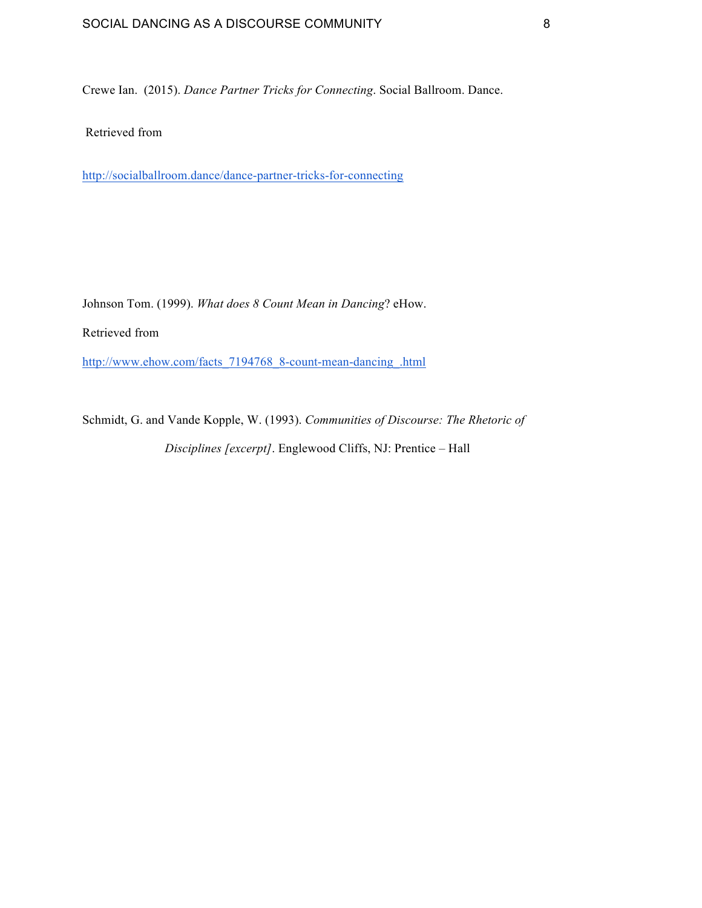Crewe Ian. (2015). *Dance Partner Tricks for Connecting*. Social Ballroom. Dance.

Retrieved from

http://socialballroom.dance/dance-partner-tricks-for-connecting

Johnson Tom. (1999). *What does 8 Count Mean in Dancing*? eHow.

Retrieved from

http://www.ehow.com/facts_7194768_8-count-mean-dancing_.html

Schmidt, G. and Vande Kopple, W. (1993). *Communities of Discourse: The Rhetoric of Disciplines [excerpt]*. Englewood Cliffs, NJ: Prentice – Hall